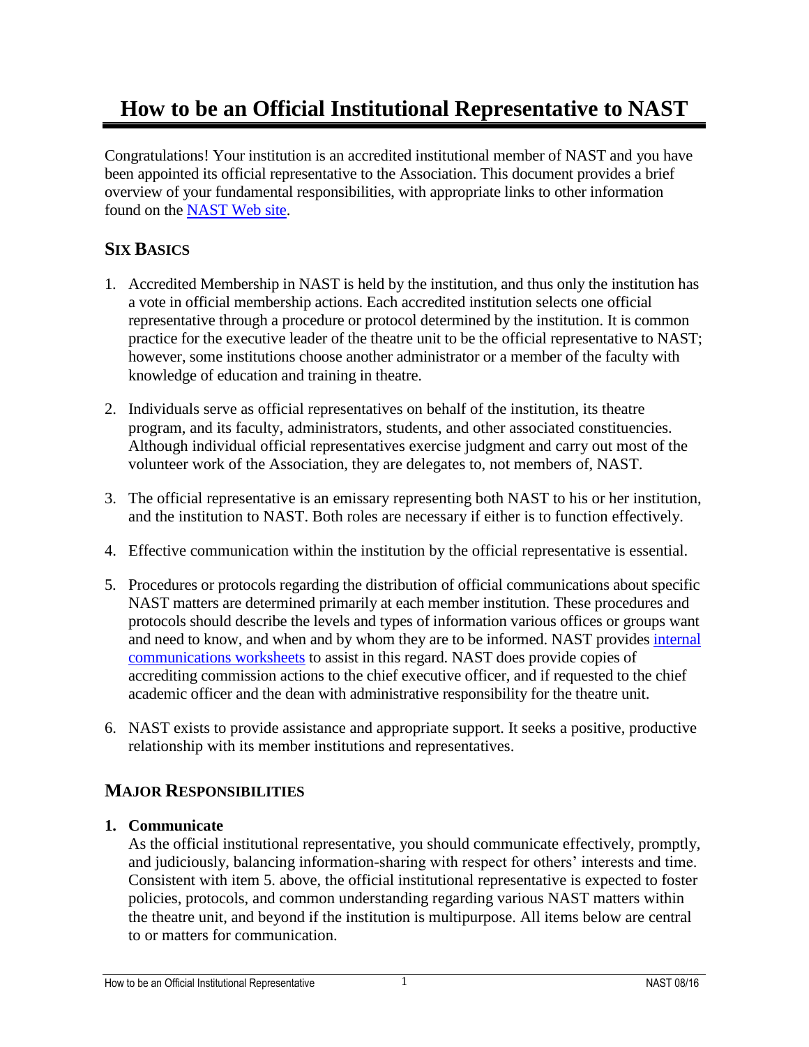# How to be an Official Institutional Representative to NAST

Congratulations! Your institution is an accredited institutional member of NAST and you have been appointed its official representative to the Association. This document provides a brief overview of your fundamental responsibilities, with appropriate links to other information found on the NAST Web site.

## SIX BASICS

1. Accredited Membership in NAST is held by the institution, and thus only the institution has a vote in official membership actions. Each accredited institution selects one official representative through a procedure or protocol determined by the institution. It is common practice for the executive leader of the theatre unit to be the official representative to NAST; however, some institutions choose another administrator or a member of the faculty with knowledge of education and training in theatre.

2. Individuals serve as official representatives on behalf of the institution, its theatre program, and its faculty, administrators, students, and other associated constituencies. Although individual official representatives exercise judgment and carry out most of the volunteer work of the Association, they are delegates to, not members of, NAST.

3. The official representative is an emissary representing both NAST to his or her institution, and the institution to NAST. Both roles are necessary if either is to function effectively.

4. Effective communication within the institution by the official representative is essential.

5. Procedures or protocols regarding the distribution of official communications about specific NAST matters are determined primarily at each member institution. These procedures and protocols should describe the levels and types of information various offices or groups want and need to know, and when and by whom they are to be informed. NAST provides internal communications worksheets to assist in this regard. NAST does provide copies of accrediting commission actions to the chief executive officer, and if requested to the chief academic officer and the dean with administrative responsibility for the theatre unit.

6. NAST exists to provide assistance and appropriate support. It seeks a positive, productive relationship with its member institutions and representatives.

## MAJOR RESPONSIBILITIES

**1. Communicate**

As the official institutional representative, you should communicate effectively, promptly, and judiciously, balancing information-sharing with respect for others' interests and time. Consistent with item 5. above, the official institutional representative is expected to foster policies, protocols, and common understanding regarding various NAST matters within the theatre unit, and beyond if the institution is multipurpose. All items below are central to or matters for communication.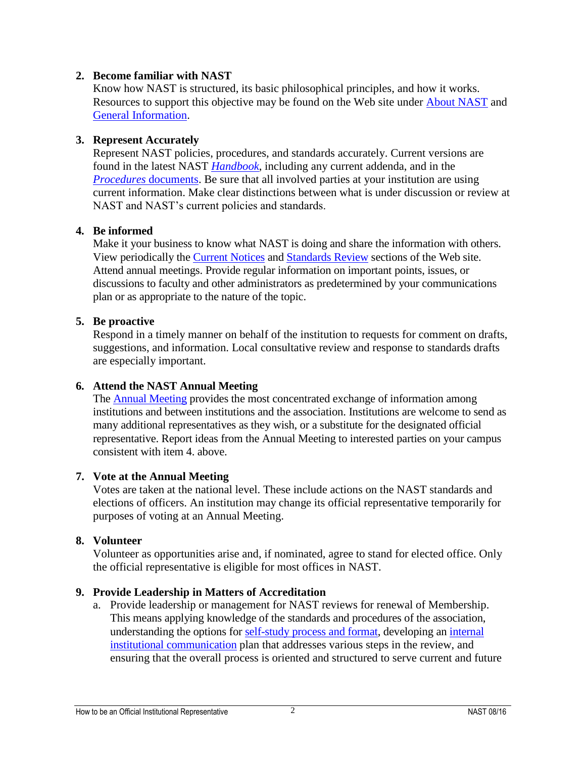2. **Become familiar with NAST**
   Know how NAST is structured, its basic philosophical principles, and how it works. Resources to support this objective may be found on the Web site under About NAST and General Information.

3. **Represent Accurately**
   Represent NAST policies, procedures, and standards accurately. Current versions are found in the latest NAST *Handbook*, including any current addenda, and in the *Procedures* documents. Be sure that all involved parties at your institution are using current information. Make clear distinctions between what is under discussion or review at NAST and NAST's current policies and standards.

4. **Be informed**
   Make it your business to know what NAST is doing and share the information with others. View periodically the Current Notices and Standards Review sections of the Web site. Attend annual meetings. Provide regular information on important points, issues, or discussions to faculty and other administrators as predetermined by your communications plan or as appropriate to the nature of the topic.

5. **Be proactive**
   Respond in a timely manner on behalf of the institution to requests for comment on drafts, suggestions, and information. Local consultative review and response to standards drafts are especially important.

6. **Attend the NAST Annual Meeting**
   The Annual Meeting provides the most concentrated exchange of information among institutions and between institutions and the association. Institutions are welcome to send as many additional representatives as they wish, or a substitute for the designated official representative. Report ideas from the Annual Meeting to interested parties on your campus consistent with item 4. above.

7. **Vote at the Annual Meeting**
   Votes are taken at the national level. These include actions on the NAST standards and elections of officers. An institution may change its official representative temporarily for purposes of voting at an Annual Meeting.

8. **Volunteer**
   Volunteer as opportunities arise and, if nominated, agree to stand for elected office. Only the official representative is eligible for most offices in NAST.

9. **Provide Leadership in Matters of Accreditation**
   a. Provide leadership or management for NAST reviews for renewal of Membership. This means applying knowledge of the standards and procedures of the association, understanding the options for self-study process and format, developing an internal institutional communication plan that addresses various steps in the review, and ensuring that the overall process is oriented and structured to serve current and future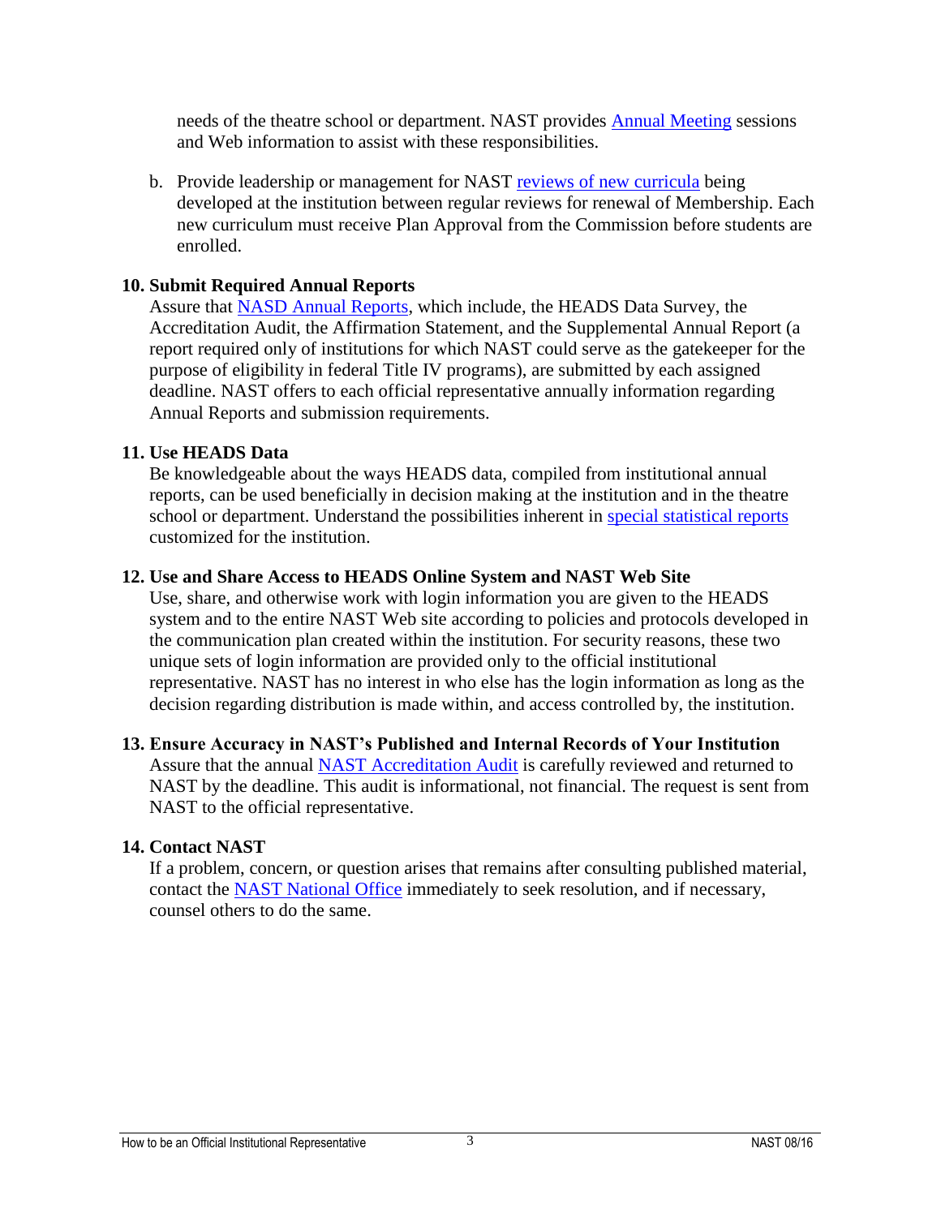needs of the theatre school or department. NAST provides Annual Meeting sessions and Web information to assist with these responsibilities.

b. Provide leadership or management for NAST reviews of new curricula being developed at the institution between regular reviews for renewal of Membership. Each new curriculum must receive Plan Approval from the Commission before students are enrolled.

**10. Submit Required Annual Reports**

Assure that NASD Annual Reports, which include, the HEADS Data Survey, the Accreditation Audit, the Affirmation Statement, and the Supplemental Annual Report (a report required only of institutions for which NAST could serve as the gatekeeper for the purpose of eligibility in federal Title IV programs), are submitted by each assigned deadline. NAST offers to each official representative annually information regarding Annual Reports and submission requirements.

**11. Use HEADS Data**

Be knowledgeable about the ways HEADS data, compiled from institutional annual reports, can be used beneficially in decision making at the institution and in the theatre school or department. Understand the possibilities inherent in special statistical reports customized for the institution.

**12. Use and Share Access to HEADS Online System and NAST Web Site**

Use, share, and otherwise work with login information you are given to the HEADS system and to the entire NAST Web site according to policies and protocols developed in the communication plan created within the institution. For security reasons, these two unique sets of login information are provided only to the official institutional representative. NAST has no interest in who else has the login information as long as the decision regarding distribution is made within, and access controlled by, the institution.

**13. Ensure Accuracy in NAST's Published and Internal Records of Your Institution**

Assure that the annual NAST Accreditation Audit is carefully reviewed and returned to NAST by the deadline. This audit is informational, not financial. The request is sent from NAST to the official representative.

**14. Contact NAST**

If a problem, concern, or question arises that remains after consulting published material, contact the NAST National Office immediately to seek resolution, and if necessary, counsel others to do the same.